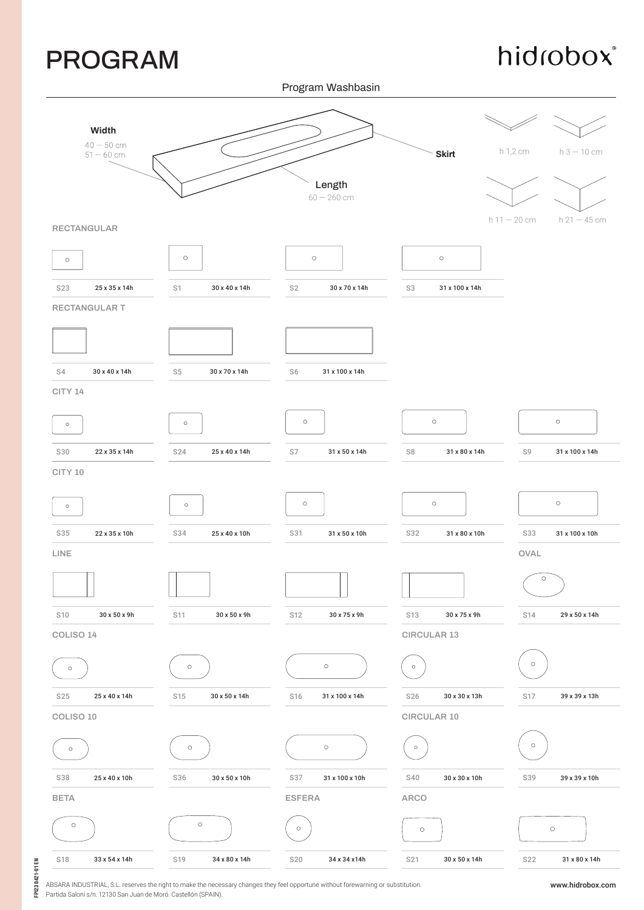# PROGRAM

hidrobox®

## Program Washbasin

**Width**
40 — 50 cm
51 — 60 cm

**Length**
60 — 260 cm

**Skirt**
h 1,2 cm
h 3 — 10 cm
h 11 — 20 cm
h 21 — 45 cm

### RECTANGULAR

| Model | Dimensions |
|---|---|
| S23 | 25 x 35 x 14h |
| S1 | 30 x 40 x 14h |
| S2 | 30 x 70 x 14h |
| S3 | 31 x 100 x 14h |

### RECTANGULAR T

| Model | Dimensions |
|---|---|
| S4 | 30 x 40 x 14h |
| S5 | 30 x 70 x 14h |
| S6 | 31 x 100 x 14h |

### CITY 14

| Model | Dimensions |
|---|---|
| S30 | 22 x 35 x 14h |
| S24 | 25 x 40 x 14h |
| S7 | 31 x 50 x 14h |
| S8 | 31 x 80 x 14h |
| S9 | 31 x 100 x 14h |

### CITY 10

| Model | Dimensions |
|---|---|
| S35 | 22 x 35 x 10h |
| S34 | 25 x 40 x 10h |
| S31 | 31 x 50 x 10h |
| S32 | 31 x 80 x 10h |
| S33 | 31 x 100 x 10h |

### LINE

| Model | Dimensions |
|---|---|
| S10 | 30 x 50 x 9h |
| S11 | 30 x 50 x 9h |
| S12 | 30 x 75 x 9h |
| S13 | 30 x 75 x 9h |

### OVAL

| Model | Dimensions |
|---|---|
| S14 | 29 x 50 x 14h |

### COLISO 14

| Model | Dimensions |
|---|---|
| S25 | 25 x 40 x 14h |
| S15 | 30 x 50 x 14h |
| S16 | 31 x 100 x 14h |

### CIRCULAR 13

| Model | Dimensions |
|---|---|
| S26 | 30 x 30 x 13h |
| S17 | 39 x 39 x 13h |

### COLISO 10

| Model | Dimensions |
|---|---|
| S38 | 25 x 40 x 10h |
| S36 | 30 x 50 x 10h |
| S37 | 31 x 100 x 10h |

### CIRCULAR 10

| Model | Dimensions |
|---|---|
| S40 | 30 x 30 x 10h |
| S39 | 39 x 39 x 10h |

### BETA

| Model | Dimensions |
|---|---|
| S18 | 33 x 54 x 14h |
| S19 | 34 x 80 x 14h |

### ESFERA

| Model | Dimensions |
|---|---|
| S20 | 34 x 34 x14h |

### ARCO

| Model | Dimensions |
|---|---|
| S21 | 30 x 50 x 14h |
| S22 | 31 x 80 x 14h |

FP230421-01 EN

ABSARA INDUSTRIAL, S.L. reserves the right to make the necessary changes they feel opportune without forewarning or substitution.
Partida Saloni s/n. 12130 San Juan de Moró. Castellón (SPAIN).

www.hidrobox.com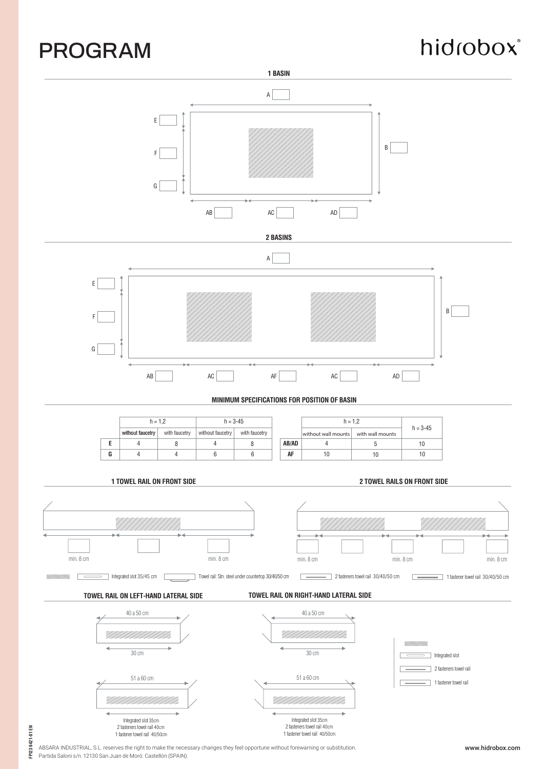# PROGRAM

hidrobox®

## 1 BASIN

A

E

F

G

B

AB AC AD

## 2 BASINS

A

E

F

G

B

AB AC AF AC AD

## MINIMUM SPECIFICATIONS FOR POSITION OF BASIN

| | h = 1,2 | | h = 3-45 | |
|---|---|---|---|---|
| | without faucetry | with faucetry | without faucetry | with faucetry |
| **E** | 4 | 8 | 4 | 8 |
| **G** | 4 | 4 | 6 | 6 |

| | h = 1,2 | | h = 3-45 |
|---|---|---|---|
| | without wall mounts | with wall mounts | |
| **AB/AD** | 4 | 5 | 10 |
| **AF** | 10 | 10 | 10 |

## 1 TOWEL RAIL ON FRONT SIDE

min. 8 cm min. 8 cm

## 2 TOWEL RAILS ON FRONT SIDE

min. 8 cm min. 8 cm min. 8 cm

Integrated slot 35/45 cm — Towel rail: Stn. steel under countertop 30/40/50 cm — 2 fasteners towel rail 30/40/50 cm — 1 fastener towel rail 30/40/50 cm

## TOWEL RAIL ON LEFT-HAND LATERAL SIDE

40 a 50 cm

30 cm

51 a 60 cm

Integrated slot 35cm
2 fasteners towel rail 40cm
1 fastener towel rail 40/50cm

## TOWEL RAIL ON RIGHT-HAND LATERAL SIDE

40 a 50 cm

30 cm

51 a 60 cm

Integrated slot 35cm
2 fasteners towel rail 40cm
1 fastener towel rail 40/50cm

Integrated slot
2 fasteners towel rail
1 fastener towel rail

FPI23 0421-01 EN

ABSARA INDUSTRIAL, S.L. reserves the right to make the necessary changes they feel opportune without forewarning or substitution.
Partida Saloni s/n. 12130 San Juan de Moró. Castellón (SPAIN).

www.hidrobox.com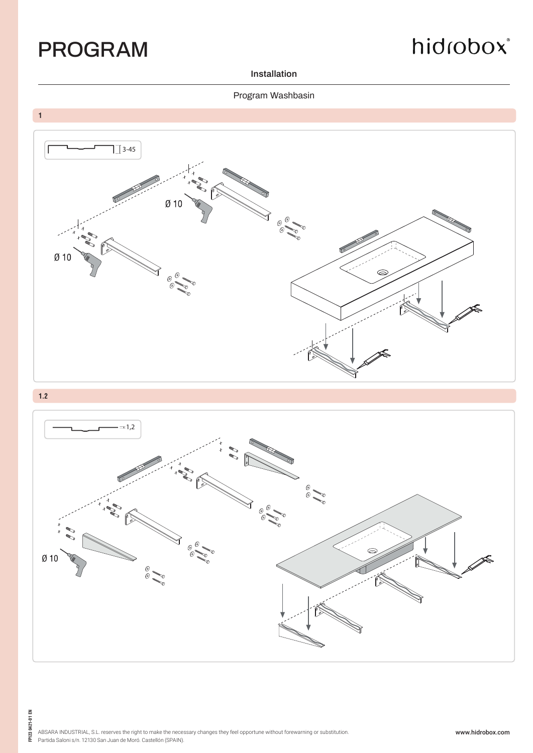# PROGRAM

hidrobox

Installation

Program Washbasin

**1**

3-45

Ø 10

Ø 10

**1.2**

1,2

Ø 10

FP123 0421-01 EN

ABSARA INDUSTRIAL, S.L. reserves the right to make the necessary changes they feel opportune without forewarning or substitution.
Partida Saloni s/n. 12130 San Juan de Moró. Castellón (SPAIN).

www.hidrobox.com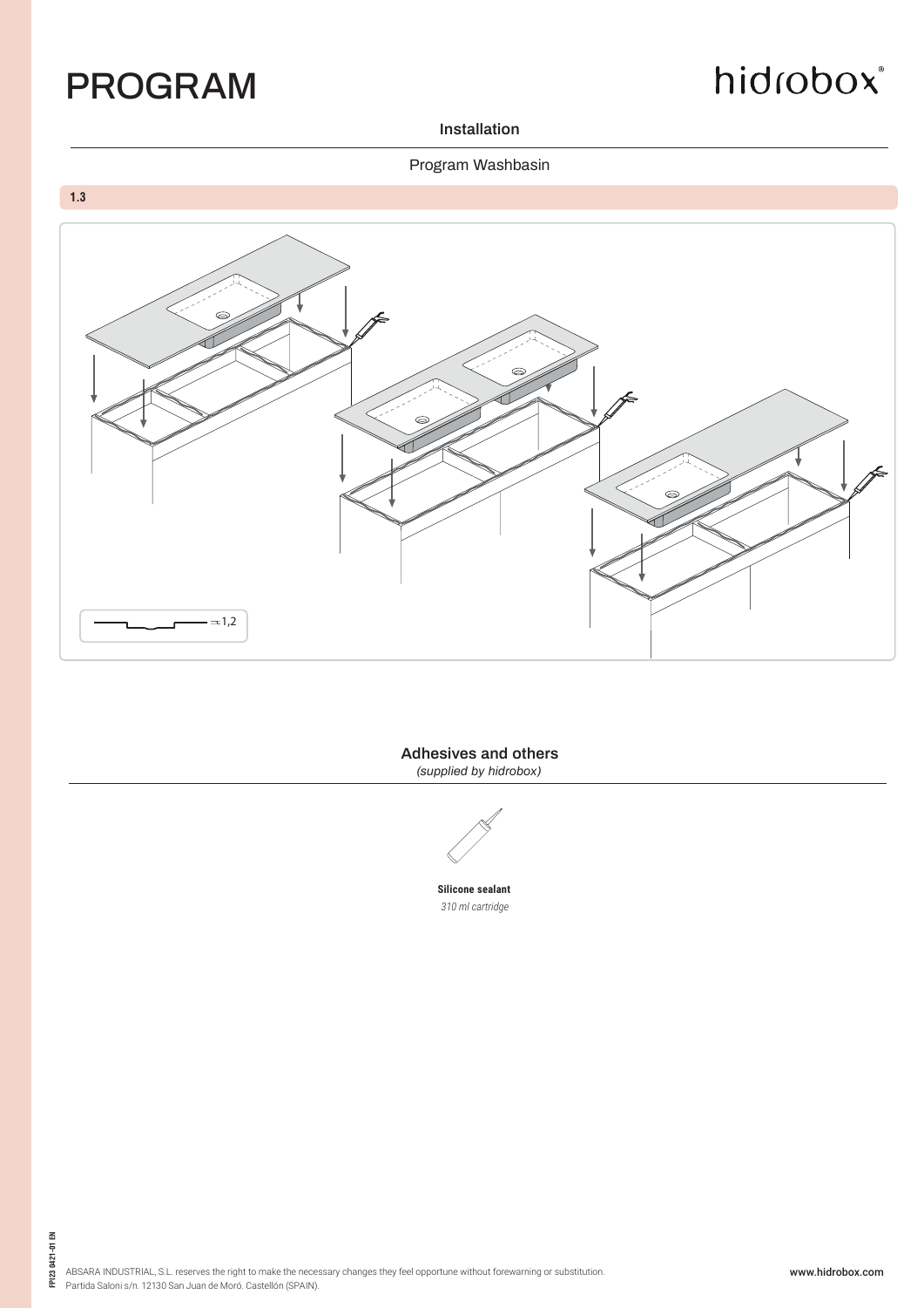# PROGRAM

hidrobox

## Installation

### Program Washbasin

**1.3**

≈1,2

## Adhesives and others

*(supplied by hidrobox)*

**Silicone sealant**

*310 ml cartridge*

FP123 0421-01 EN

ABSARA INDUSTRIAL, S.L. reserves the right to make the necessary changes they feel opportune without forewarning or substitution.
Partida Saloni s/n. 12130 San Juan de Moró. Castellón (SPAIN).

www.hidrobox.com